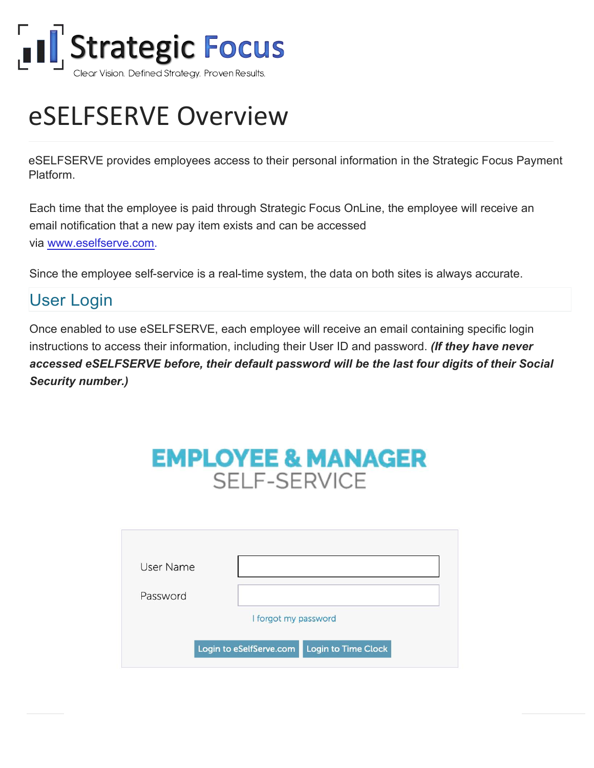# eSELFSERVE Overview

eSELFSERVE provides employees access to their personal information in the Strategic Focus Payment Platform.

Each time that the employee is paid through Strategic Focus OnLine, the employee will receive an email notification that a new pay item exists and can be accessed via www.eselfserve.com.

Since the employee self-service is a real-time system, the data on both sites is always accurate.

## User Login

Once enabled to use eSELFSERVE, each employee will receive an email containing specific login instructions to access their information, including their User ID and password. ***(If they have never accessed eSELFSERVE before, their default password will be the last four digits of their Social Security number.)***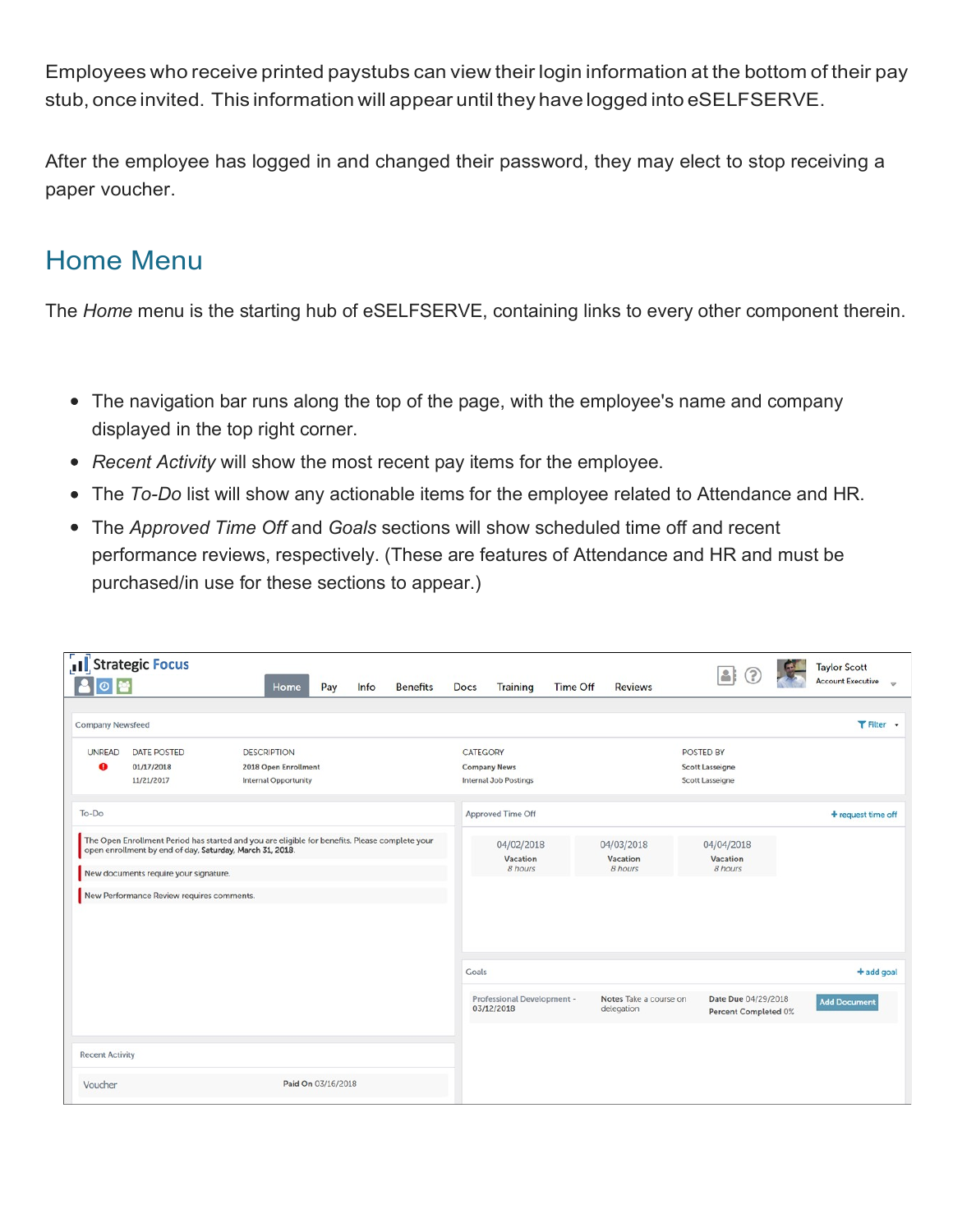Employees who receive printed paystubs can view their login information at the bottom of their pay stub, once invited. This information will appear until they have logged into eSELFSERVE.

After the employee has logged in and changed their password, they may elect to stop receiving a paper voucher.

## Home Menu

The *Home* menu is the starting hub of eSELFSERVE, containing links to every other component therein.

- The navigation bar runs along the top of the page, with the employee's name and company displayed in the top right corner.
- *Recent Activity* will show the most recent pay items for the employee.
- The *To-Do* list will show any actionable items for the employee related to Attendance and HR.
- The *Approved Time Off* and *Goals* sections will show scheduled time off and recent performance reviews, respectively. (These are features of Attendance and HR and must be purchased/in use for these sections to appear.)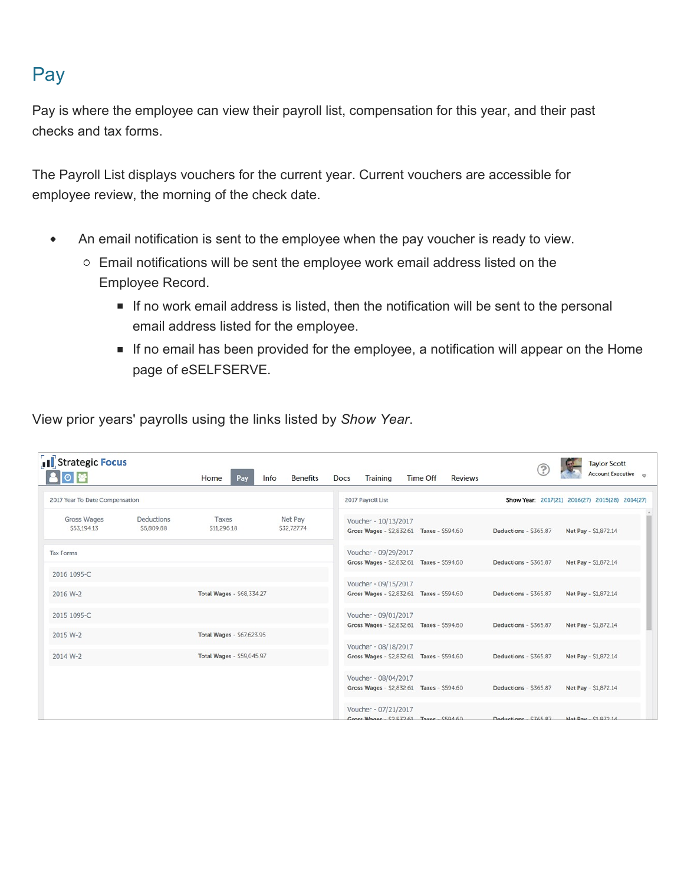# Pay

Pay is where the employee can view their payroll list, compensation for this year, and their past checks and tax forms.

The Payroll List displays vouchers for the current year. Current vouchers are accessible for employee review, the morning of the check date.

- An email notification is sent to the employee when the pay voucher is ready to view.
  - Email notifications will be sent the employee work email address listed on the Employee Record.
    - If no work email address is listed, then the notification will be sent to the personal email address listed for the employee.
    - If no email has been provided for the employee, a notification will appear on the Home page of eSELFSERVE.

View prior years' payrolls using the links listed by *Show Year*.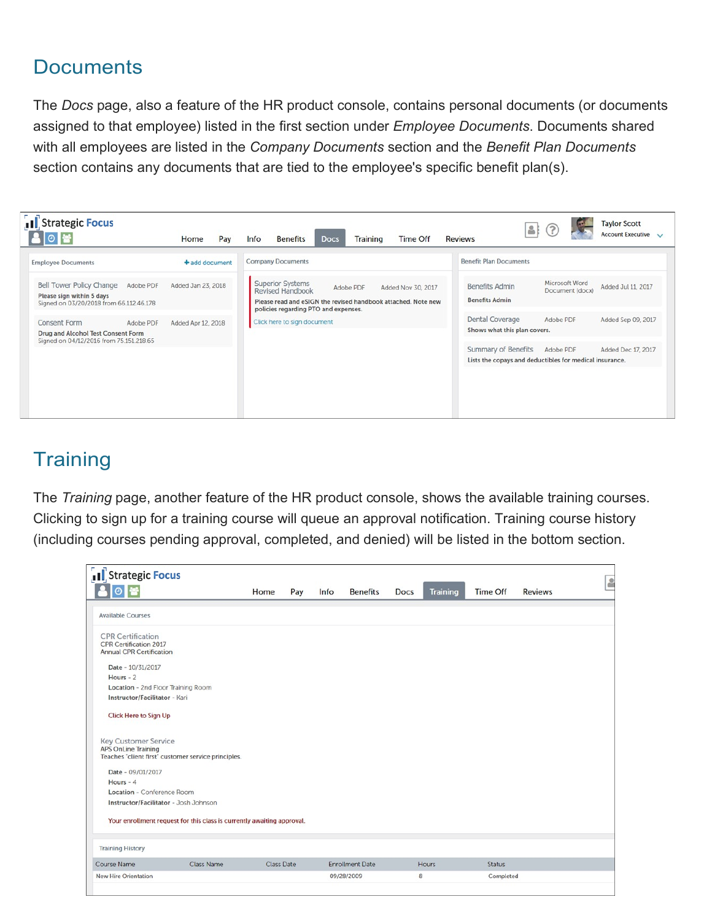## Documents

The *Docs* page, also a feature of the HR product console, contains personal documents (or documents assigned to that employee) listed in the first section under *Employee Documents*. Documents shared with all employees are listed in the *Company Documents* section and the *Benefit Plan Documents* section contains any documents that are tied to the employee's specific benefit plan(s).

## Training

The *Training* page, another feature of the HR product console, shows the available training courses. Clicking to sign up for a training course will queue an approval notification. Training course history (including courses pending approval, completed, and denied) will be listed in the bottom section.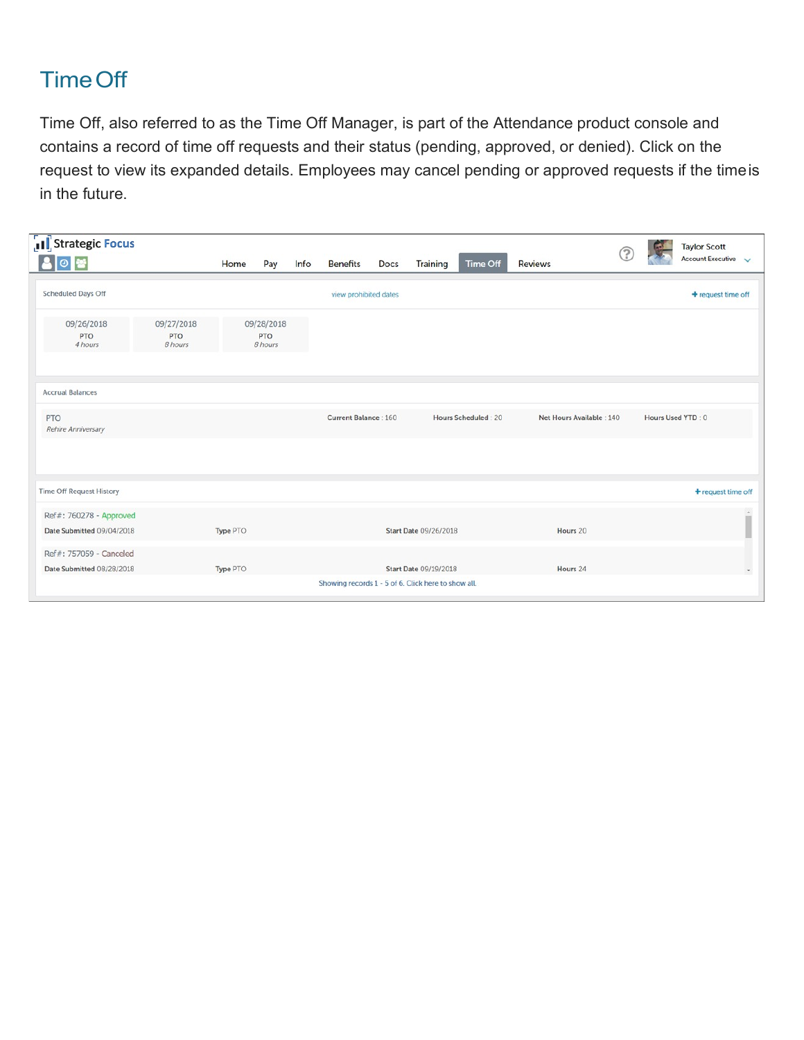# Time Off

Time Off, also referred to as the Time Off Manager, is part of the Attendance product console and contains a record of time off requests and their status (pending, approved, or denied). Click on the request to view its expanded details. Employees may cancel pending or approved requests if the time is in the future.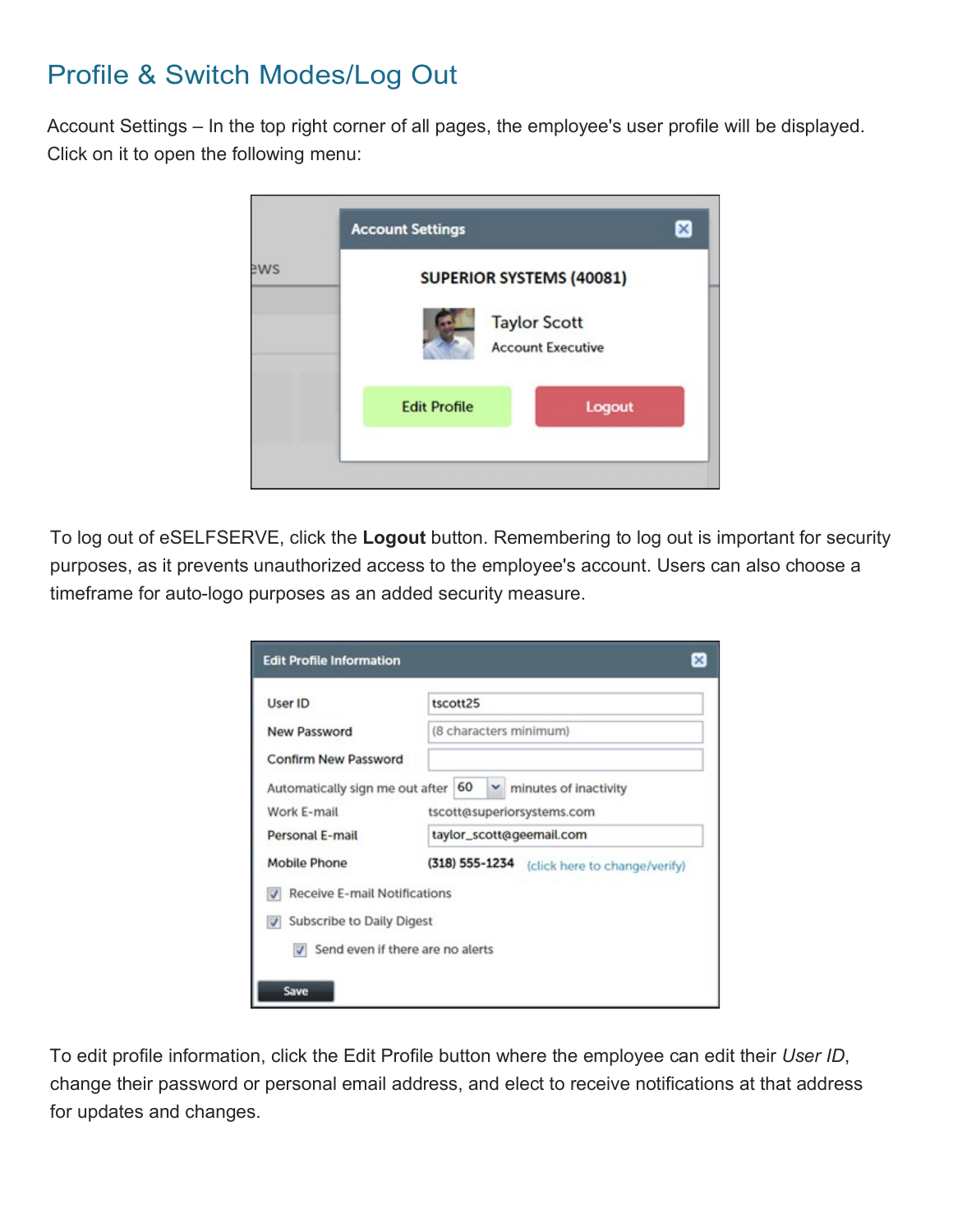## Profile & Switch Modes/Log Out

Account Settings – In the top right corner of all pages, the employee's user profile will be displayed. Click on it to open the following menu:

To log out of eSELFSERVE, click the **Logout** button. Remembering to log out is important for security purposes, as it prevents unauthorized access to the employee's account. Users can also choose a timeframe for auto-logo purposes as an added security measure.

To edit profile information, click the Edit Profile button where the employee can edit their *User ID*, change their password or personal email address, and elect to receive notifications at that address for updates and changes.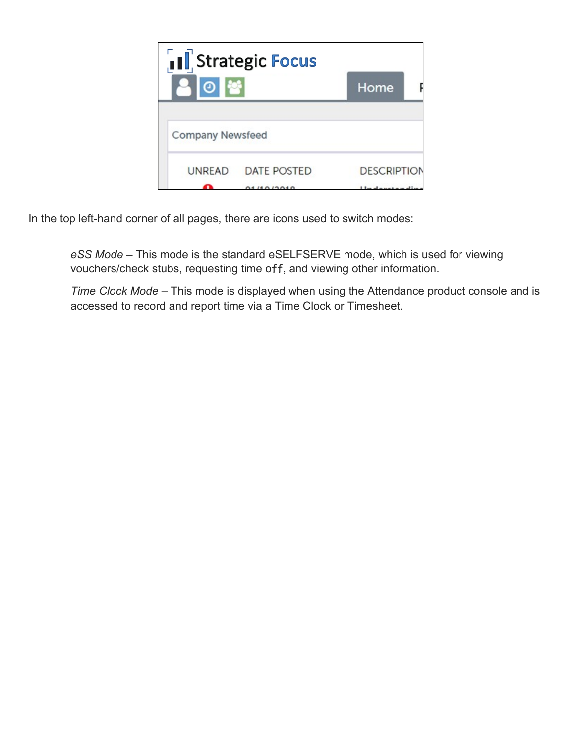In the top left-hand corner of all pages, there are icons used to switch modes:

*eSS Mode* – This mode is the standard eSELFSERVE mode, which is used for viewing vouchers/check stubs, requesting time off, and viewing other information.

*Time Clock Mode* – This mode is displayed when using the Attendance product console and is accessed to record and report time via a Time Clock or Timesheet.